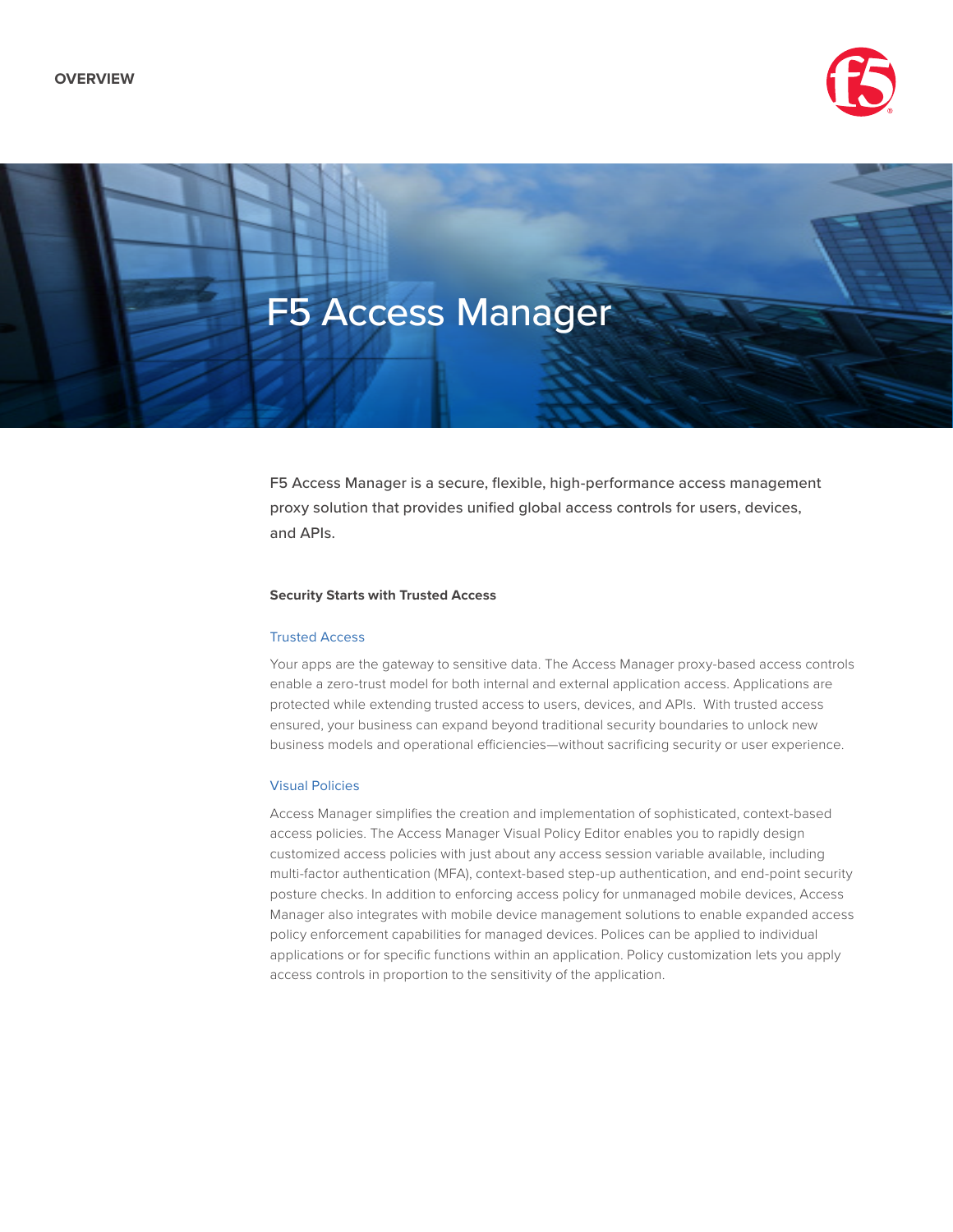OVERVIEW

# F5 Access Manager

F5 Access Manager is a secure, flexible, high-performance access management proxy solution that provides unified global access controls for users, devices, and APIs.

## Security Starts with Trusted Access

### Trusted Access

Your apps are the gateway to sensitive data. The Access Manager proxy-based access controls enable a zero-trust model for both internal and external application access. Applications are protected while extending trusted access to users, devices, and APIs. With trusted access ensured, your business can expand beyond traditional security boundaries to unlock new business models and operational efficiencies—without sacrificing security or user experience.

### Visual Policies

Access Manager simplifies the creation and implementation of sophisticated, context-based access policies. The Access Manager Visual Policy Editor enables you to rapidly design customized access policies with just about any access session variable available, including multi-factor authentication (MFA), context-based step-up authentication, and end-point security posture checks. In addition to enforcing access policy for unmanaged mobile devices, Access Manager also integrates with mobile device management solutions to enable expanded access policy enforcement capabilities for managed devices. Polices can be applied to individual applications or for specific functions within an application. Policy customization lets you apply access controls in proportion to the sensitivity of the application.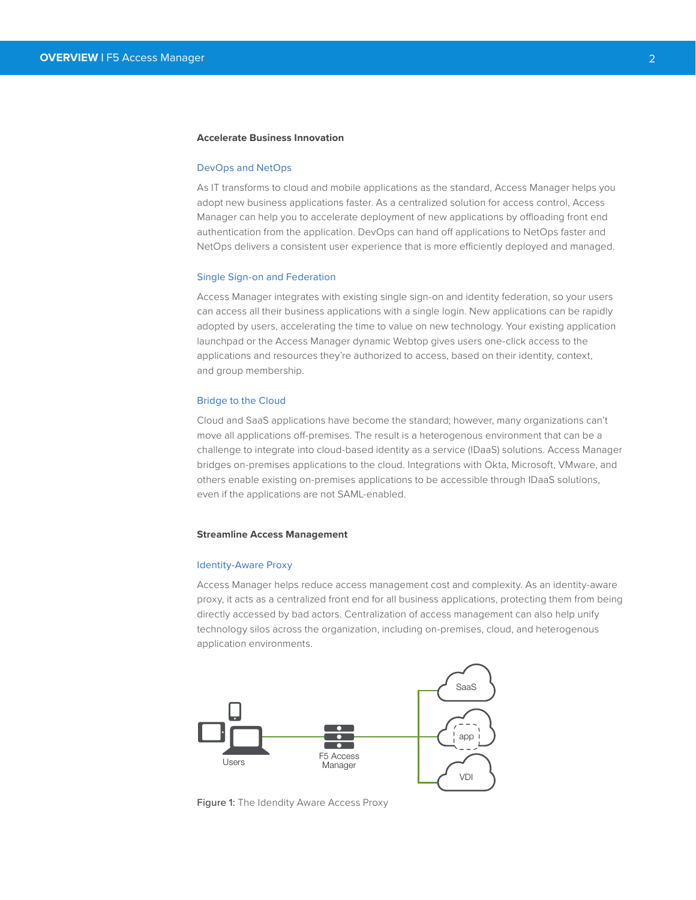## Accelerate Business Innovation

### DevOps and NetOps

As IT transforms to cloud and mobile applications as the standard, Access Manager helps you adopt new business applications faster. As a centralized solution for access control, Access Manager can help you to accelerate deployment of new applications by offloading front end authentication from the application. DevOps can hand off applications to NetOps faster and NetOps delivers a consistent user experience that is more efficiently deployed and managed.

### Single Sign-on and Federation

Access Manager integrates with existing single sign-on and identity federation, so your users can access all their business applications with a single login. New applications can be rapidly adopted by users, accelerating the time to value on new technology. Your existing application launchpad or the Access Manager dynamic Webtop gives users one-click access to the applications and resources they're authorized to access, based on their identity, context, and group membership.

### Bridge to the Cloud

Cloud and SaaS applications have become the standard; however, many organizations can't move all applications off-premises. The result is a heterogenous environment that can be a challenge to integrate into cloud-based identity as a service (IDaaS) solutions. Access Manager bridges on-premises applications to the cloud. Integrations with Okta, Microsoft, VMware, and others enable existing on-premises applications to be accessible through IDaaS solutions, even if the applications are not SAML-enabled.

## Streamline Access Management

### Identity-Aware Proxy

Access Manager helps reduce access management cost and complexity. As an identity-aware proxy, it acts as a centralized front end for all business applications, protecting them from being directly accessed by bad actors. Centralization of access management can also help unify technology silos across the organization, including on-premises, cloud, and heterogenous application environments.

Users — F5 Access Manager — SaaS / app / VDI

**Figure 1:** The Idendity Aware Access Proxy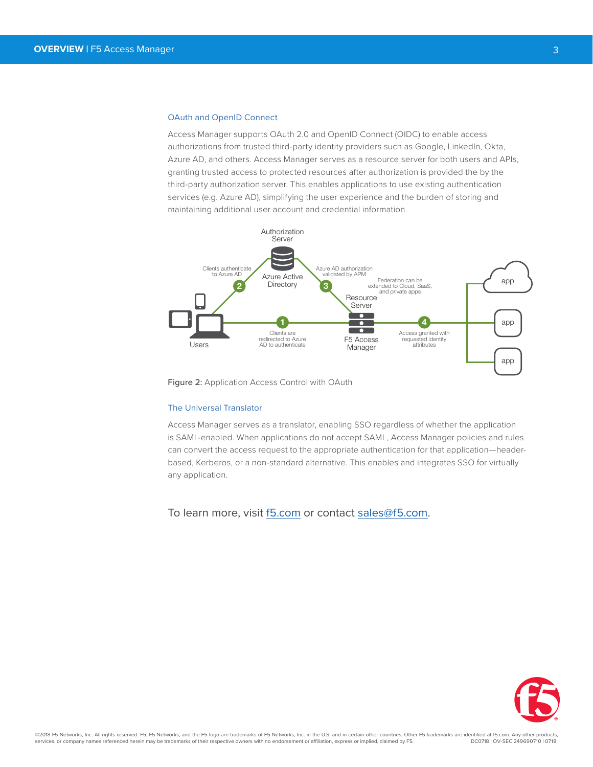### OAuth and OpenID Connect

Access Manager supports OAuth 2.0 and OpenID Connect (OIDC) to enable access authorizations from trusted third-party identity providers such as Google, LinkedIn, Okta, Azure AD, and others. Access Manager serves as a resource server for both users and APIs, granting trusted access to protected resources after authorization is provided the by the third-party authorization server. This enables applications to use existing authentication services (e.g. Azure AD), simplifying the user experience and the burden of storing and maintaining additional user account and credential information.

Authorization Server

Azure Active Directory

Clients authenticate to Azure AD

2

Azure AD authorization validated by APM

3

Federation can be extended to Cloud, SaaS, and private apps

Resource Server

Users

1

Clients are redirected to Azure AD to authenticate

F5 Access Manager

4

Access granted with requested identity attributes

app

app

app

**Figure 2:** Application Access Control with OAuth

### The Universal Translator

Access Manager serves as a translator, enabling SSO regardless of whether the application is SAML-enabled. When applications do not accept SAML, Access Manager policies and rules can convert the access request to the appropriate authentication for that application—header-based, Kerberos, or a non-standard alternative. This enables and integrates SSO for virtually any application.

To learn more, visit [f5.com](https://f5.com) or contact [sales@f5.com](mailto:sales@f5.com).

©2018 F5 Networks, Inc. All rights reserved. F5, F5 Networks, and the F5 logo are trademarks of F5 Networks, Inc. in the U.S. and in certain other countries. Other F5 trademarks are identified at f5.com. Any other products, services, or company names referenced herein may be trademarks of their respective owners with no endorsement or affiliation, express or implied, claimed by F5. DC0718 | OV-SEC 249690710 | 0718